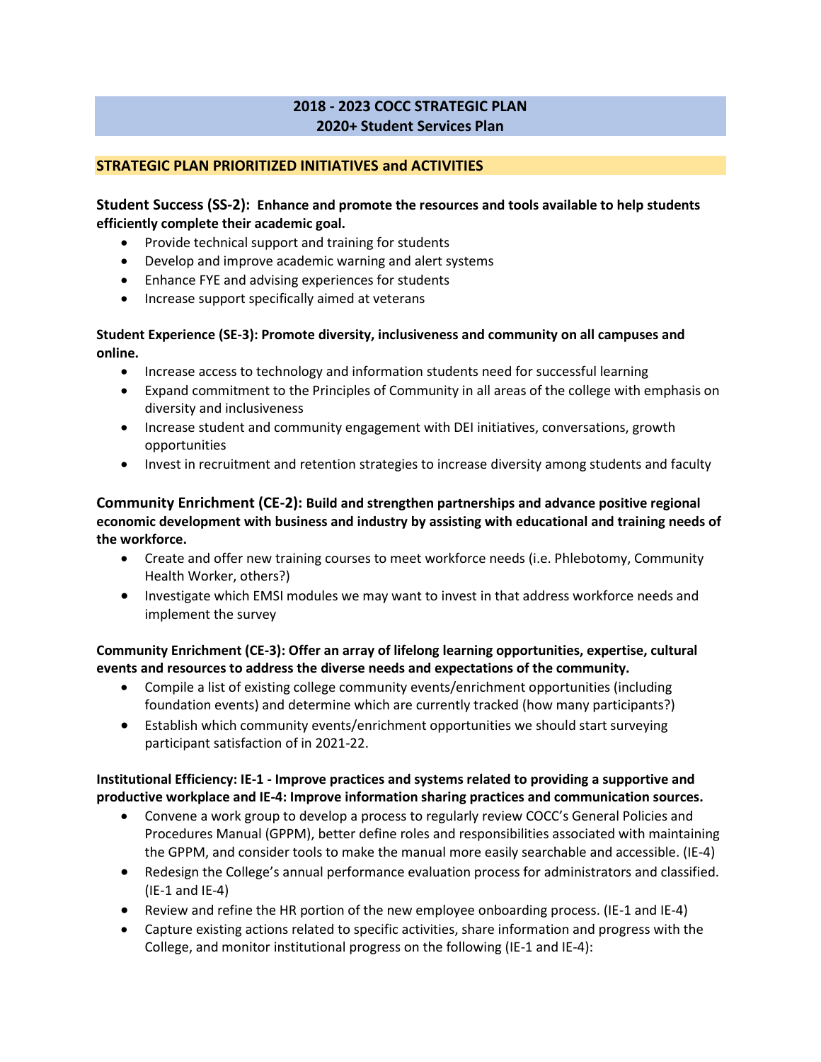# 2018 - 2023 COCC STRATEGIC PLAN
# 2020+ Student Services Plan

## STRATEGIC PLAN PRIORITIZED INITIATIVES and ACTIVITIES

### Student Success (SS-2): Enhance and promote the resources and tools available to help students efficiently complete their academic goal.

- Provide technical support and training for students
- Develop and improve academic warning and alert systems
- Enhance FYE and advising experiences for students
- Increase support specifically aimed at veterans

**Student Experience (SE-3): Promote diversity, inclusiveness and community on all campuses and online.**

- Increase access to technology and information students need for successful learning
- Expand commitment to the Principles of Community in all areas of the college with emphasis on diversity and inclusiveness
- Increase student and community engagement with DEI initiatives, conversations, growth opportunities
- Invest in recruitment and retention strategies to increase diversity among students and faculty

### Community Enrichment (CE-2): Build and strengthen partnerships and advance positive regional economic development with business and industry by assisting with educational and training needs of the workforce.

- Create and offer new training courses to meet workforce needs (i.e. Phlebotomy, Community Health Worker, others?)
- Investigate which EMSI modules we may want to invest in that address workforce needs and implement the survey

**Community Enrichment (CE-3): Offer an array of lifelong learning opportunities, expertise, cultural events and resources to address the diverse needs and expectations of the community.**

- Compile a list of existing college community events/enrichment opportunities (including foundation events) and determine which are currently tracked (how many participants?)
- Establish which community events/enrichment opportunities we should start surveying participant satisfaction of in 2021-22.

**Institutional Efficiency: IE-1 - Improve practices and systems related to providing a supportive and productive workplace and IE-4: Improve information sharing practices and communication sources.**

- Convene a work group to develop a process to regularly review COCC's General Policies and Procedures Manual (GPPM), better define roles and responsibilities associated with maintaining the GPPM, and consider tools to make the manual more easily searchable and accessible. (IE-4)
- Redesign the College's annual performance evaluation process for administrators and classified. (IE-1 and IE-4)
- Review and refine the HR portion of the new employee onboarding process. (IE-1 and IE-4)
- Capture existing actions related to specific activities, share information and progress with the College, and monitor institutional progress on the following (IE-1 and IE-4):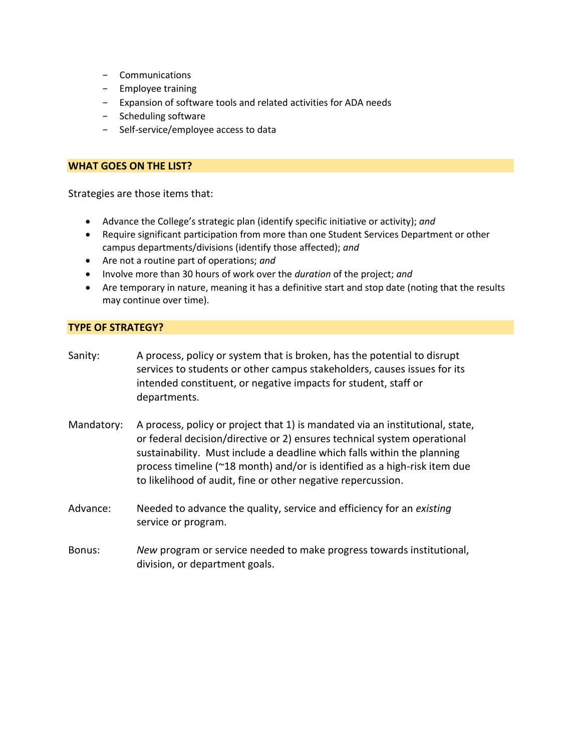- Communications
- Employee training
- Expansion of software tools and related activities for ADA needs
- Scheduling software
- Self-service/employee access to data

## WHAT GOES ON THE LIST?

Strategies are those items that:

- Advance the College's strategic plan (identify specific initiative or activity); *and*
- Require significant participation from more than one Student Services Department or other campus departments/divisions (identify those affected); *and*
- Are not a routine part of operations; *and*
- Involve more than 30 hours of work over the *duration* of the project; *and*
- Are temporary in nature, meaning it has a definitive start and stop date (noting that the results may continue over time).

## TYPE OF STRATEGY?

Sanity: A process, policy or system that is broken, has the potential to disrupt services to students or other campus stakeholders, causes issues for its intended constituent, or negative impacts for student, staff or departments.

Mandatory: A process, policy or project that 1) is mandated via an institutional, state, or federal decision/directive or 2) ensures technical system operational sustainability. Must include a deadline which falls within the planning process timeline (~18 month) and/or is identified as a high-risk item due to likelihood of audit, fine or other negative repercussion.

Advance: Needed to advance the quality, service and efficiency for an *existing* service or program.

Bonus: *New* program or service needed to make progress towards institutional, division, or department goals.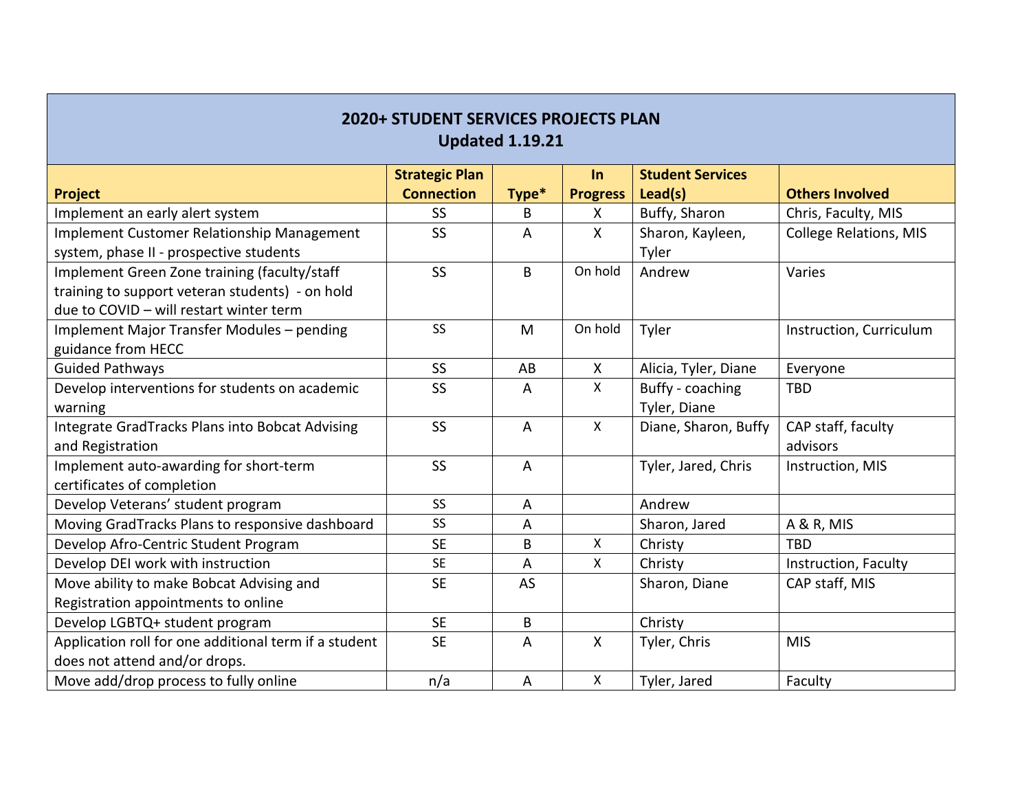## 2020+ STUDENT SERVICES PROJECTS PLAN
## Updated 1.19.21

| Project | Strategic Plan Connection | Type* | In Progress | Student Services Lead(s) | Others Involved |
|---|---|---|---|---|---|
| Implement an early alert system | SS | B | X | Buffy, Sharon | Chris, Faculty, MIS |
| Implement Customer Relationship Management system, phase II - prospective students | SS | A | X | Sharon, Kayleen, Tyler | College Relations, MIS |
| Implement Green Zone training (faculty/staff training to support veteran students) - on hold due to COVID – will restart winter term | SS | B | On hold | Andrew | Varies |
| Implement Major Transfer Modules – pending guidance from HECC | SS | M | On hold | Tyler | Instruction, Curriculum |
| Guided Pathways | SS | AB | X | Alicia, Tyler, Diane | Everyone |
| Develop interventions for students on academic warning | SS | A | X | Buffy - coaching Tyler, Diane | TBD |
| Integrate GradTracks Plans into Bobcat Advising and Registration | SS | A | X | Diane, Sharon, Buffy | CAP staff, faculty advisors |
| Implement auto-awarding for short-term certificates of completion | SS | A | | Tyler, Jared, Chris | Instruction, MIS |
| Develop Veterans' student program | SS | A | | Andrew | |
| Moving GradTracks Plans to responsive dashboard | SS | A | | Sharon, Jared | A & R, MIS |
| Develop Afro-Centric Student Program | SE | B | X | Christy | TBD |
| Develop DEI work with instruction | SE | A | X | Christy | Instruction, Faculty |
| Move ability to make Bobcat Advising and Registration appointments to online | SE | AS | | Sharon, Diane | CAP staff, MIS |
| Develop LGBTQ+ student program | SE | B | | Christy | |
| Application roll for one additional term if a student does not attend and/or drops. | SE | A | X | Tyler, Chris | MIS |
| Move add/drop process to fully online | n/a | A | X | Tyler, Jared | Faculty |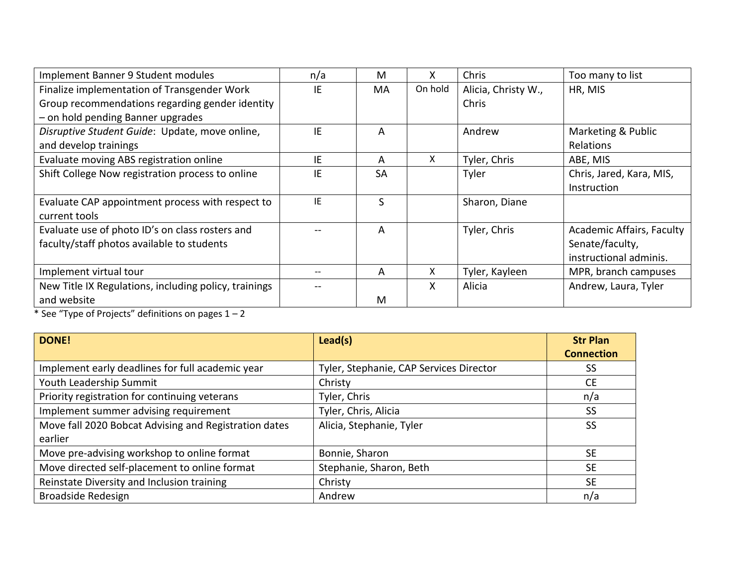| | | | | | |
|---|---|---|---|---|---|
| Implement Banner 9 Student modules | n/a | M | X | Chris | Too many to list |
| Finalize implementation of Transgender Work Group recommendations regarding gender identity – on hold pending Banner upgrades | IE | MA | On hold | Alicia, Christy W., Chris | HR, MIS |
| *Disruptive Student Guide*: Update, move online, and develop trainings | IE | A | | Andrew | Marketing & Public Relations |
| Evaluate moving ABS registration online | IE | A | X | Tyler, Chris | ABE, MIS |
| Shift College Now registration process to online | IE | SA | | Tyler | Chris, Jared, Kara, MIS, Instruction |
| Evaluate CAP appointment process with respect to current tools | IE | S | | Sharon, Diane | |
| Evaluate use of photo ID's on class rosters and faculty/staff photos available to students | -- | A | | Tyler, Chris | Academic Affairs, Faculty Senate/faculty, instructional adminis. |
| Implement virtual tour | -- | A | X | Tyler, Kayleen | MPR, branch campuses |
| New Title IX Regulations, including policy, trainings and website | -- | M | X | Alicia | Andrew, Laura, Tyler |

* See "Type of Projects" definitions on pages 1 – 2

| DONE! | Lead(s) | Str Plan Connection |
|---|---|---|
| Implement early deadlines for full academic year | Tyler, Stephanie, CAP Services Director | SS |
| Youth Leadership Summit | Christy | CE |
| Priority registration for continuing veterans | Tyler, Chris | n/a |
| Implement summer advising requirement | Tyler, Chris, Alicia | SS |
| Move fall 2020 Bobcat Advising and Registration dates earlier | Alicia, Stephanie, Tyler | SS |
| Move pre-advising workshop to online format | Bonnie, Sharon | SE |
| Move directed self-placement to online format | Stephanie, Sharon, Beth | SE |
| Reinstate Diversity and Inclusion training | Christy | SE |
| Broadside Redesign | Andrew | n/a |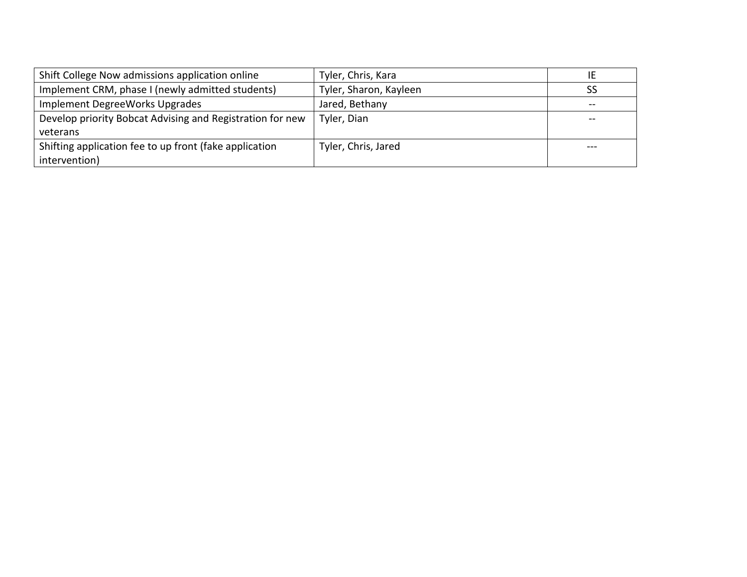| | | |
|---|---|---|
| Shift College Now admissions application online | Tyler, Chris, Kara | IE |
| Implement CRM, phase I (newly admitted students) | Tyler, Sharon, Kayleen | SS |
| Implement DegreeWorks Upgrades | Jared, Bethany | -- |
| Develop priority Bobcat Advising and Registration for new veterans | Tyler, Dian | -- |
| Shifting application fee to up front (fake application intervention) | Tyler, Chris, Jared | --- |